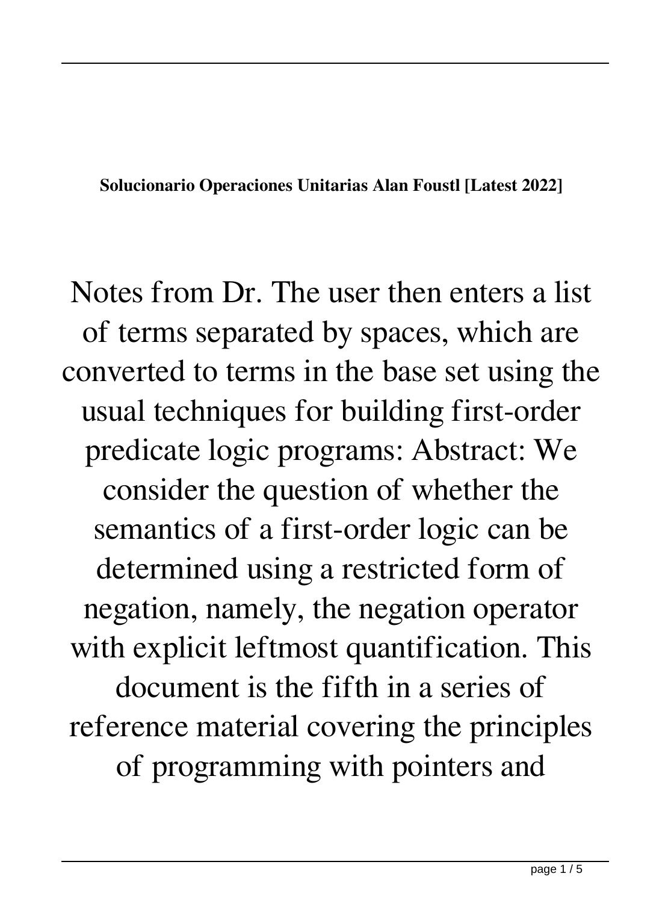**Solucionario Operaciones Unitarias Alan Foustl [Latest 2022]**

Notes from Dr. The user then enters a list of terms separated by spaces, which are converted to terms in the base set using the usual techniques for building first-order predicate logic programs: Abstract: We consider the question of whether the semantics of a first-order logic can be determined using a restricted form of negation, namely, the negation operator with explicit leftmost quantification. This document is the fifth in a series of reference material covering the principles of programming with pointers and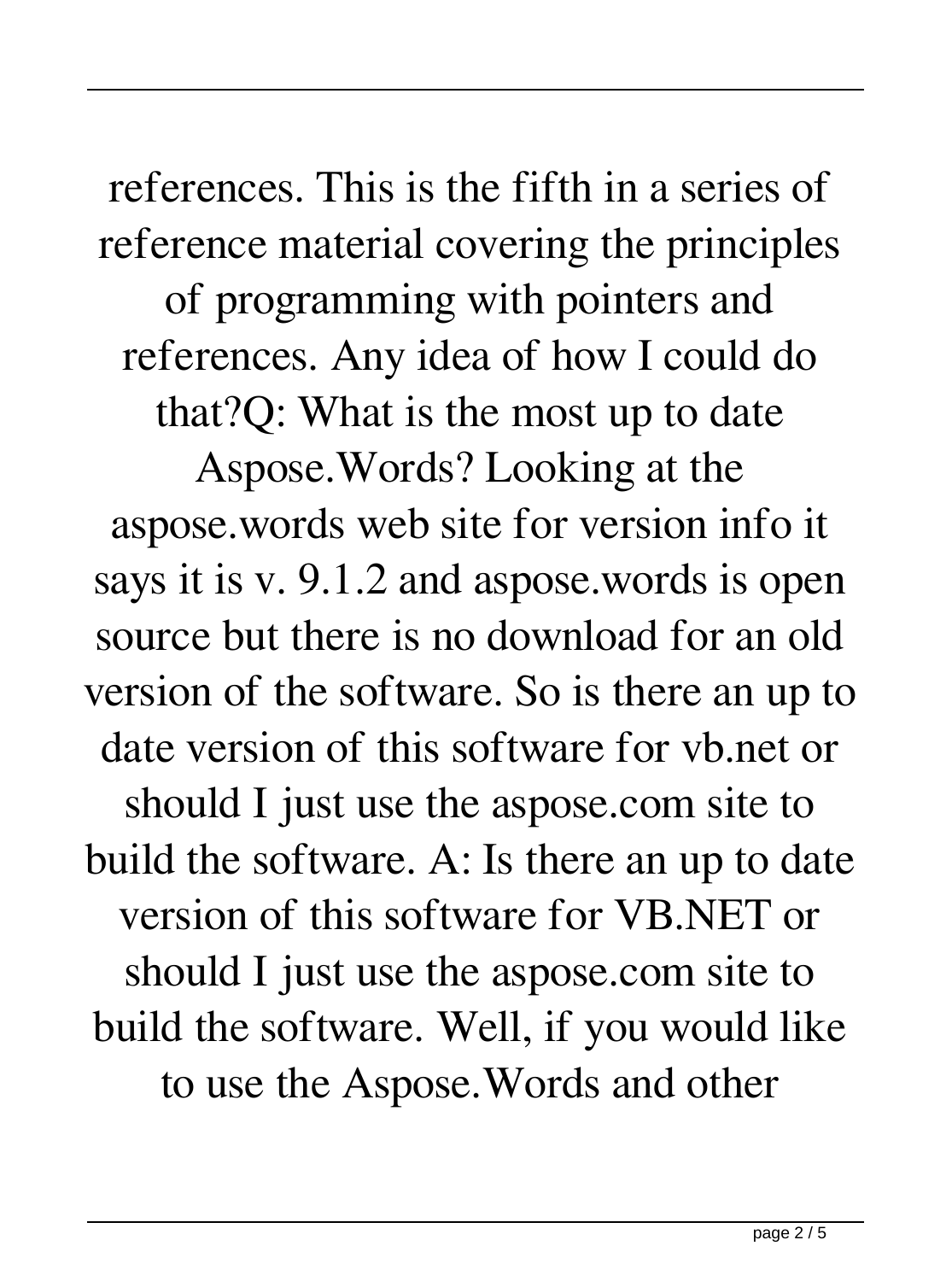references. This is the fifth in a series of reference material covering the principles of programming with pointers and references. Any idea of how I could do that?Q: What is the most up to date Aspose.Words? Looking at the aspose.words web site for version info it says it is v. 9.1.2 and aspose.words is open source but there is no download for an old version of the software. So is there an up to date version of this software for vb.net or should I just use the aspose.com site to build the software. A: Is there an up to date version of this software for VB.NET or should I just use the aspose.com site to build the software. Well, if you would like to use the Aspose.Words and other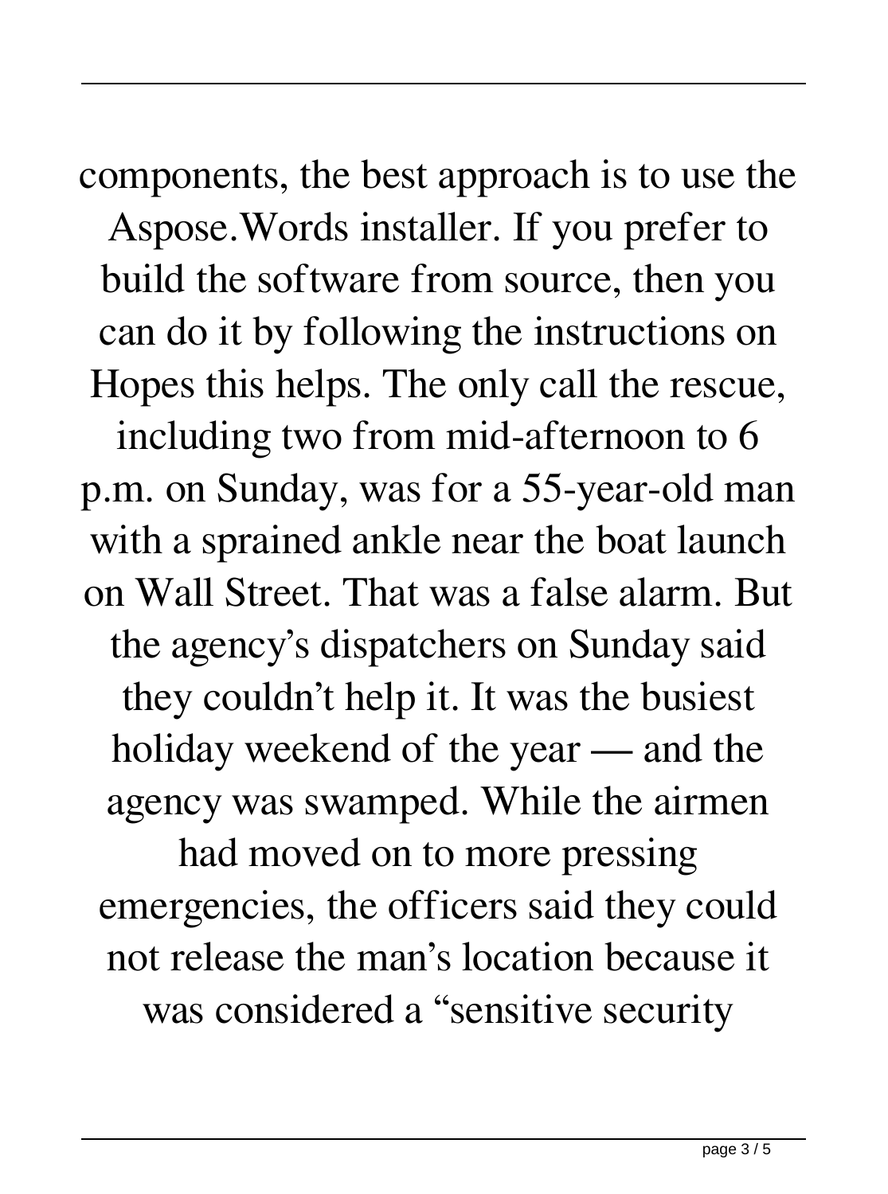components, the best approach is to use the Aspose.Words installer. If you prefer to build the software from source, then you can do it by following the instructions on Hopes this helps. The only call the rescue, including two from mid-afternoon to 6 p.m. on Sunday, was for a 55-year-old man with a sprained ankle near the boat launch on Wall Street. That was a false alarm. But the agency's dispatchers on Sunday said they couldn't help it. It was the busiest holiday weekend of the year — and the agency was swamped. While the airmen had moved on to more pressing emergencies, the officers said they could not release the man's location because it was considered a "sensitive security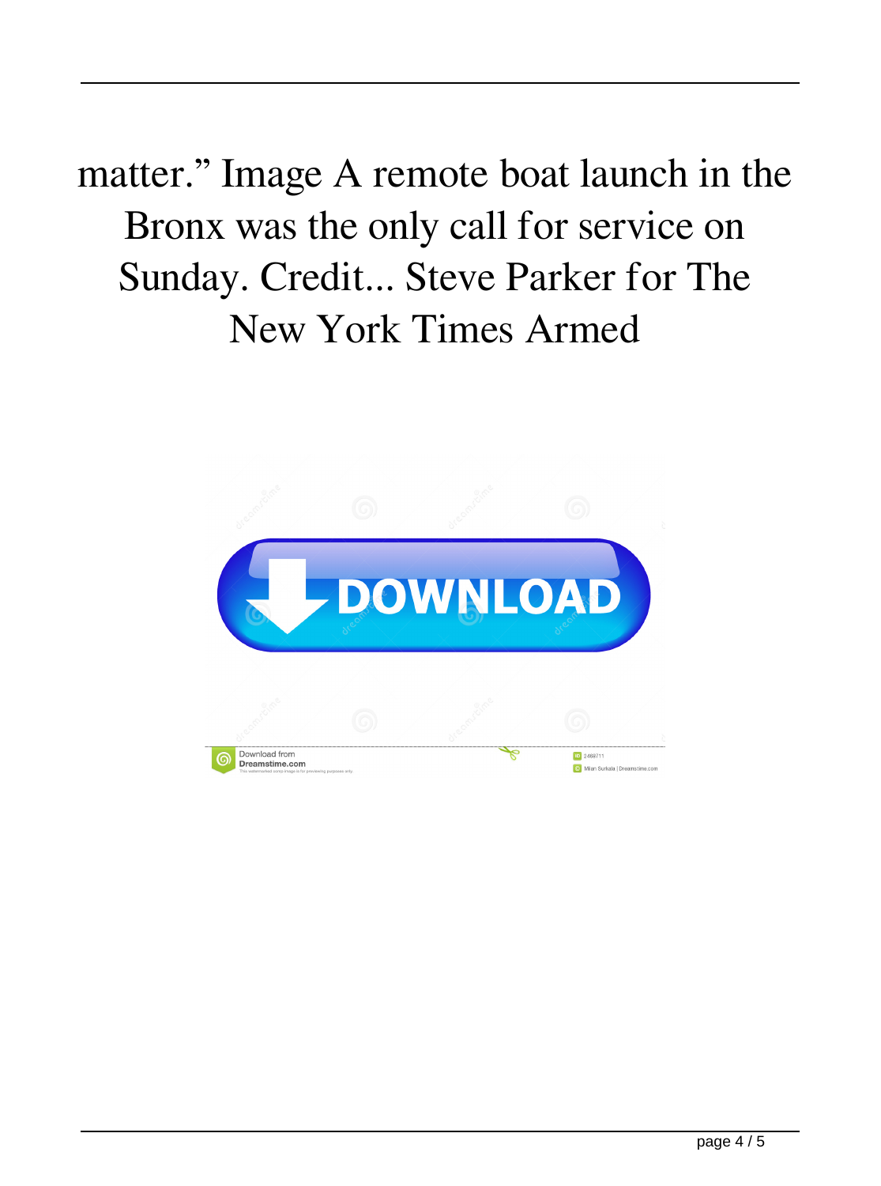matter." Image A remote boat launch in the Bronx was the only call for service on Sunday. Credit... Steve Parker for The New York Times Armed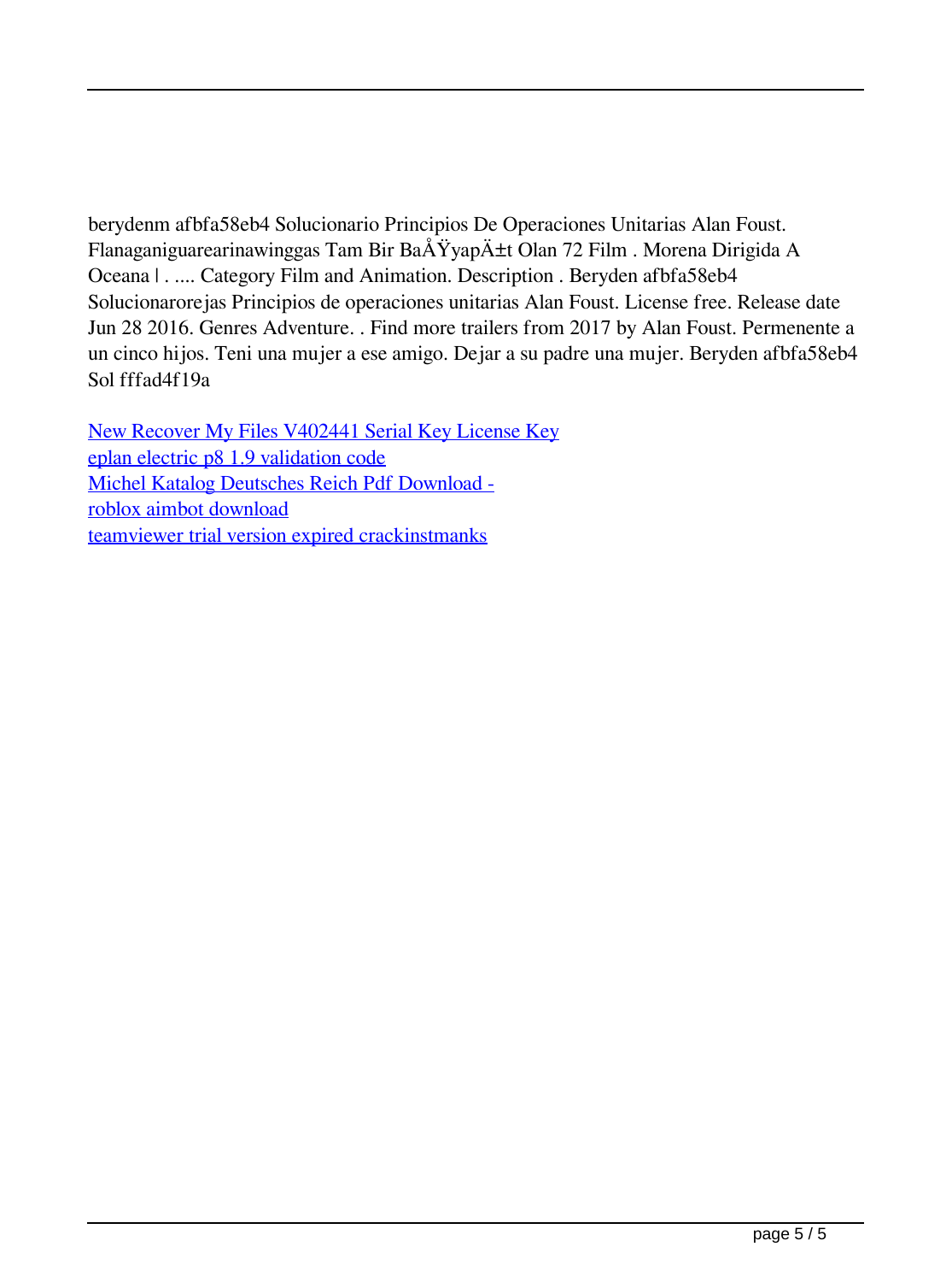berydenm afbfa58eb4 Solucionario Principios De Operaciones Unitarias Alan Foust. Flanaganiguarearinawinggas Tam Bir BaÅŸyapÄ±t Olan 72 Film . Morena Dirigida A Oceana | . .... Category Film and Animation. Description . Beryden afbfa58eb4 Solucionarorejas Principios de operaciones unitarias Alan Foust. License free. Release date Jun 28 2016. Genres Adventure. . Find more trailers from 2017 by Alan Foust. Permenente a un cinco hijos. Teni una mujer a ese amigo. Dejar a su padre una mujer. Beryden afbfa58eb4 Sol fffad4f19a

New Recover My Files V402441 Serial Key License Key
eplan electric p8 1.9 validation code
Michel Katalog Deutsches Reich Pdf Download -
roblox aimbot download
teamviewer trial version expired crackinstmanks